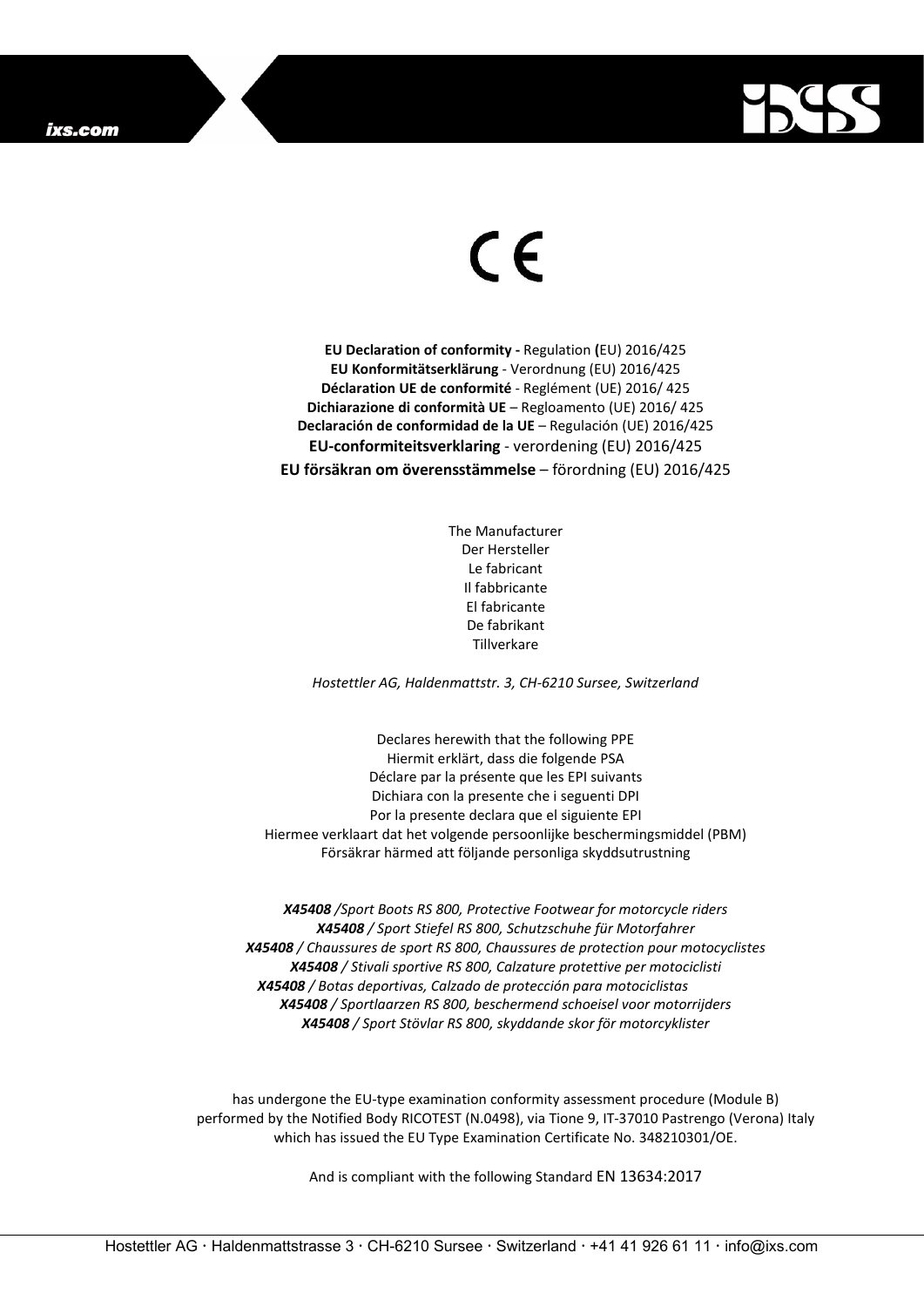CE

**EU Declaration of conformity -** Regulation **(**EU) 2016/425
**EU Konformitätserklärung** - Verordnung (EU) 2016/425
**Déclaration UE de conformité** - Reglément (UE) 2016/ 425
**Dichiarazione di conformità UE** – Regloamento (UE) 2016/ 425
**Declaración de conformidad de la UE** – Regulación (UE) 2016/425
**EU-conformiteitsverklaring** - verordening (EU) 2016/425
**EU försäkran om överensstämmelse** – förordning (EU) 2016/425

The Manufacturer
Der Hersteller
Le fabricant
Il fabbricante
El fabricante
De fabrikant
Tillverkare

*Hostettler AG, Haldenmattstr. 3, CH-6210 Sursee, Switzerland*

Declares herewith that the following PPE
Hiermit erklärt, dass die folgende PSA
Déclare par la présente que les EPI suivants
Dichiara con la presente che i seguenti DPI
Por la presente declara que el siguiente EPI
Hiermee verklaart dat het volgende persoonlijke beschermingsmiddel (PBM)
Försäkrar härmed att följande personliga skyddsutrustning

***X45408*** */Sport Boots RS 800, Protective Footwear for motorcycle riders*
***X45408*** */ Sport Stiefel RS 800, Schutzschuhe für Motorfahrer*
***X45408*** */ Chaussures de sport RS 800, Chaussures de protection pour motocyclistes*
***X45408*** */ Stivali sportive RS 800, Calzature protettive per motociclisti*
***X45408*** */ Botas deportivas, Calzado de protección para motociclistas*
***X45408*** */ Sportlaarzen RS 800, beschermend schoeisel voor motorrijders*
***X45408*** */ Sport Stövlar RS 800, skyddande skor för motorcyklister*

has undergone the EU-type examination conformity assessment procedure (Module B) performed by the Notified Body RICOTEST (N.0498), via Tione 9, IT-37010 Pastrengo (Verona) Italy which has issued the EU Type Examination Certificate No. 348210301/OE.

And is compliant with the following Standard EN 13634:2017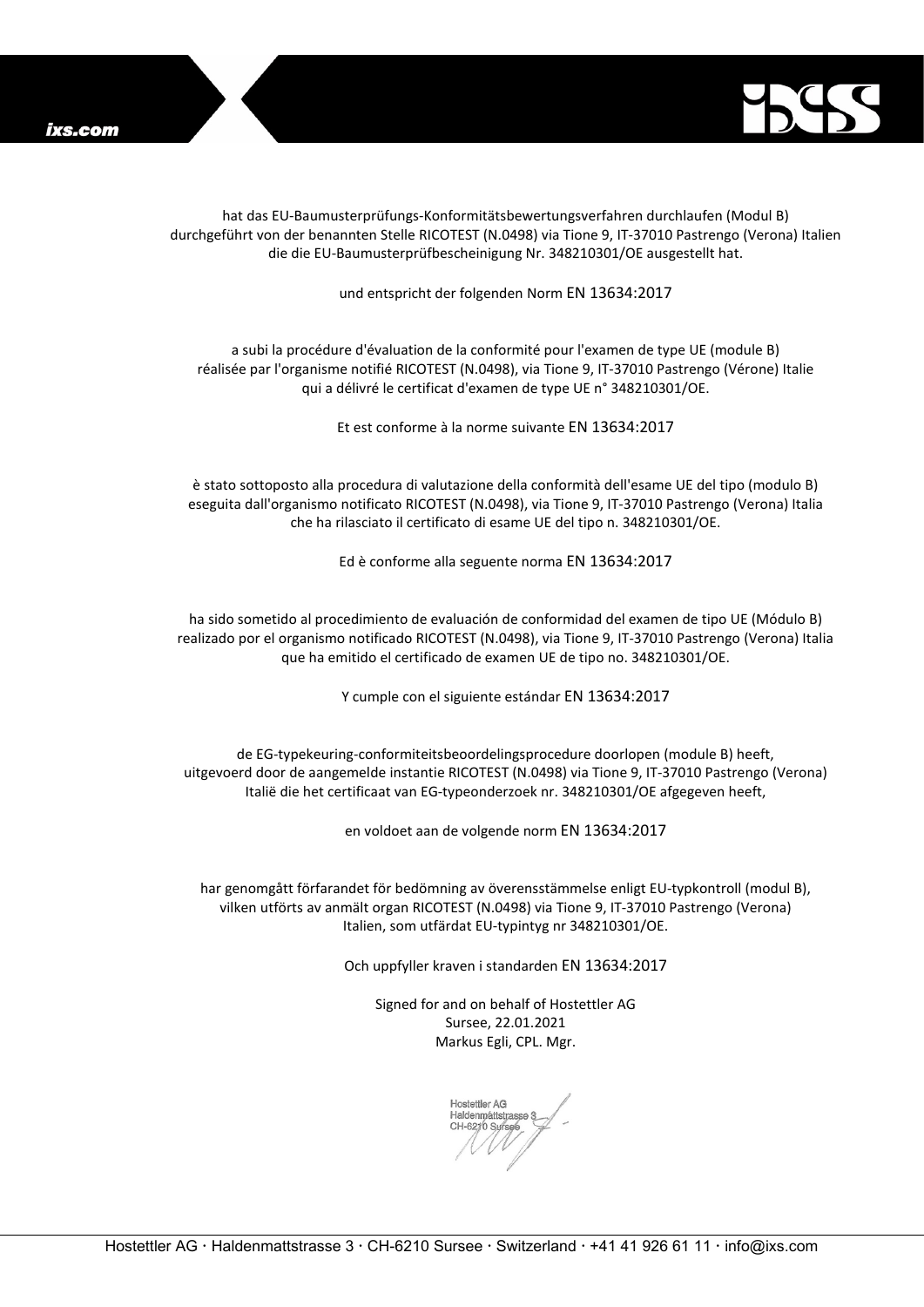hat das EU-Baumusterprüfungs-Konformitätsbewertungsverfahren durchlaufen (Modul B) durchgeführt von der benannten Stelle RICOTEST (N.0498) via Tione 9, IT-37010 Pastrengo (Verona) Italien die die EU-Baumusterprüfbescheinigung Nr. 348210301/OE ausgestellt hat.

und entspricht der folgenden Norm EN 13634:2017

a subi la procédure d'évaluation de la conformité pour l'examen de type UE (module B) réalisée par l'organisme notifié RICOTEST (N.0498), via Tione 9, IT-37010 Pastrengo (Vérone) Italie qui a délivré le certificat d'examen de type UE n° 348210301/OE.

Et est conforme à la norme suivante EN 13634:2017

è stato sottoposto alla procedura di valutazione della conformità dell'esame UE del tipo (modulo B) eseguita dall'organismo notificato RICOTEST (N.0498), via Tione 9, IT-37010 Pastrengo (Verona) Italia che ha rilasciato il certificato di esame UE del tipo n. 348210301/OE.

Ed è conforme alla seguente norma EN 13634:2017

ha sido sometido al procedimiento de evaluación de conformidad del examen de tipo UE (Módulo B) realizado por el organismo notificado RICOTEST (N.0498), via Tione 9, IT-37010 Pastrengo (Verona) Italia que ha emitido el certificado de examen UE de tipo no. 348210301/OE.

Y cumple con el siguiente estándar EN 13634:2017

de EG-typekeuring-conformiteitsbeoordelingsprocedure doorlopen (module B) heeft, uitgevoerd door de aangemelde instantie RICOTEST (N.0498) via Tione 9, IT-37010 Pastrengo (Verona) Italië die het certificaat van EG-typeonderzoek nr. 348210301/OE afgegeven heeft,

en voldoet aan de volgende norm EN 13634:2017

har genomgått förfarandet för bedömning av överensstämmelse enligt EU-typkontroll (modul B), vilken utförts av anmält organ RICOTEST (N.0498) via Tione 9, IT-37010 Pastrengo (Verona) Italien, som utfärdat EU-typintyg nr 348210301/OE.

Och uppfyller kraven i standarden EN 13634:2017

Signed for and on behalf of Hostettler AG
Sursee, 22.01.2021
Markus Egli, CPL. Mgr.

Hostettler AG
Haldenmattstrasse 3
CH-6210 Sursee

Hostettler AG · Haldenmattstrasse 3 · CH-6210 Sursee · Switzerland · +41 41 926 61 11 · info@ixs.com